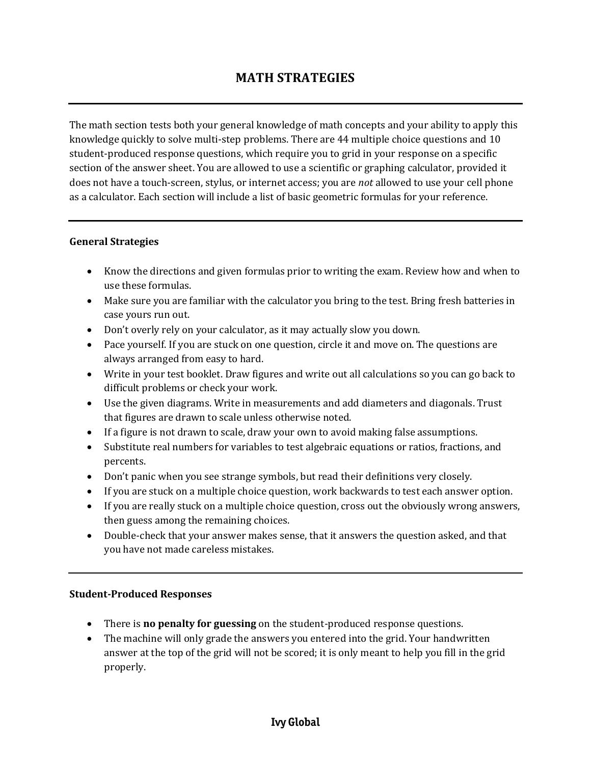# MATH STRATEGIES

---

The math section tests both your general knowledge of math concepts and your ability to apply this knowledge quickly to solve multi-step problems. There are 44 multiple choice questions and 10 student-produced response questions, which require you to grid in your response on a specific section of the answer sheet. You are allowed to use a scientific or graphing calculator, provided it does not have a touch-screen, stylus, or internet access; you are *not* allowed to use your cell phone as a calculator. Each section will include a list of basic geometric formulas for your reference.

---

## General Strategies

- Know the directions and given formulas prior to writing the exam. Review how and when to use these formulas.
- Make sure you are familiar with the calculator you bring to the test. Bring fresh batteries in case yours run out.
- Don't overly rely on your calculator, as it may actually slow you down.
- Pace yourself. If you are stuck on one question, circle it and move on. The questions are always arranged from easy to hard.
- Write in your test booklet. Draw figures and write out all calculations so you can go back to difficult problems or check your work.
- Use the given diagrams. Write in measurements and add diameters and diagonals. Trust that figures are drawn to scale unless otherwise noted.
- If a figure is not drawn to scale, draw your own to avoid making false assumptions.
- Substitute real numbers for variables to test algebraic equations or ratios, fractions, and percents.
- Don't panic when you see strange symbols, but read their definitions very closely.
- If you are stuck on a multiple choice question, work backwards to test each answer option.
- If you are really stuck on a multiple choice question, cross out the obviously wrong answers, then guess among the remaining choices.
- Double-check that your answer makes sense, that it answers the question asked, and that you have not made careless mistakes.

---

## Student-Produced Responses

- There is **no penalty for guessing** on the student-produced response questions.
- The machine will only grade the answers you entered into the grid. Your handwritten answer at the top of the grid will not be scored; it is only meant to help you fill in the grid properly.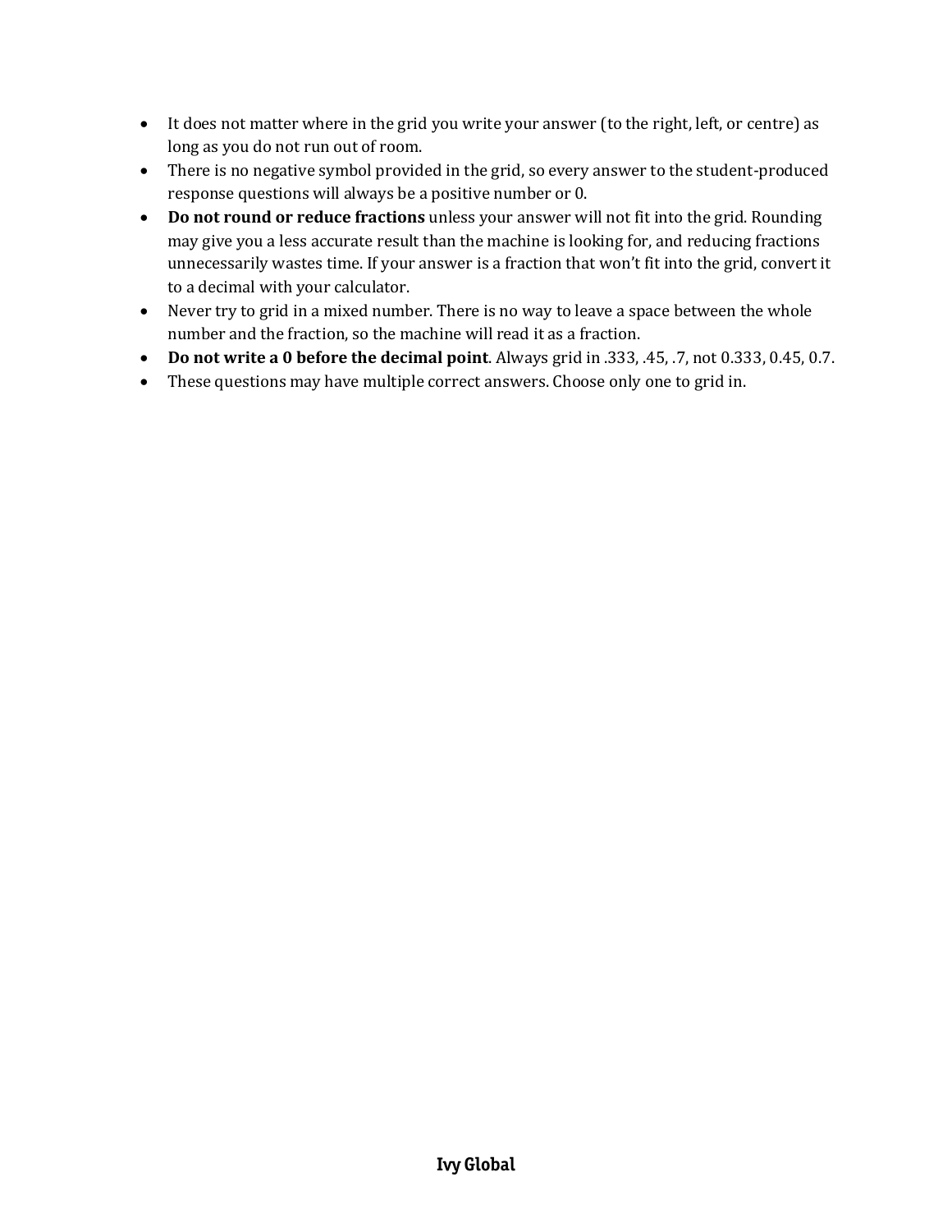- It does not matter where in the grid you write your answer (to the right, left, or centre) as long as you do not run out of room.
- There is no negative symbol provided in the grid, so every answer to the student-produced response questions will always be a positive number or 0.
- **Do not round or reduce fractions** unless your answer will not fit into the grid. Rounding may give you a less accurate result than the machine is looking for, and reducing fractions unnecessarily wastes time. If your answer is a fraction that won't fit into the grid, convert it to a decimal with your calculator.
- Never try to grid in a mixed number. There is no way to leave a space between the whole number and the fraction, so the machine will read it as a fraction.
- **Do not write a 0 before the decimal point**. Always grid in .333, .45, .7, not 0.333, 0.45, 0.7.
- These questions may have multiple correct answers. Choose only one to grid in.